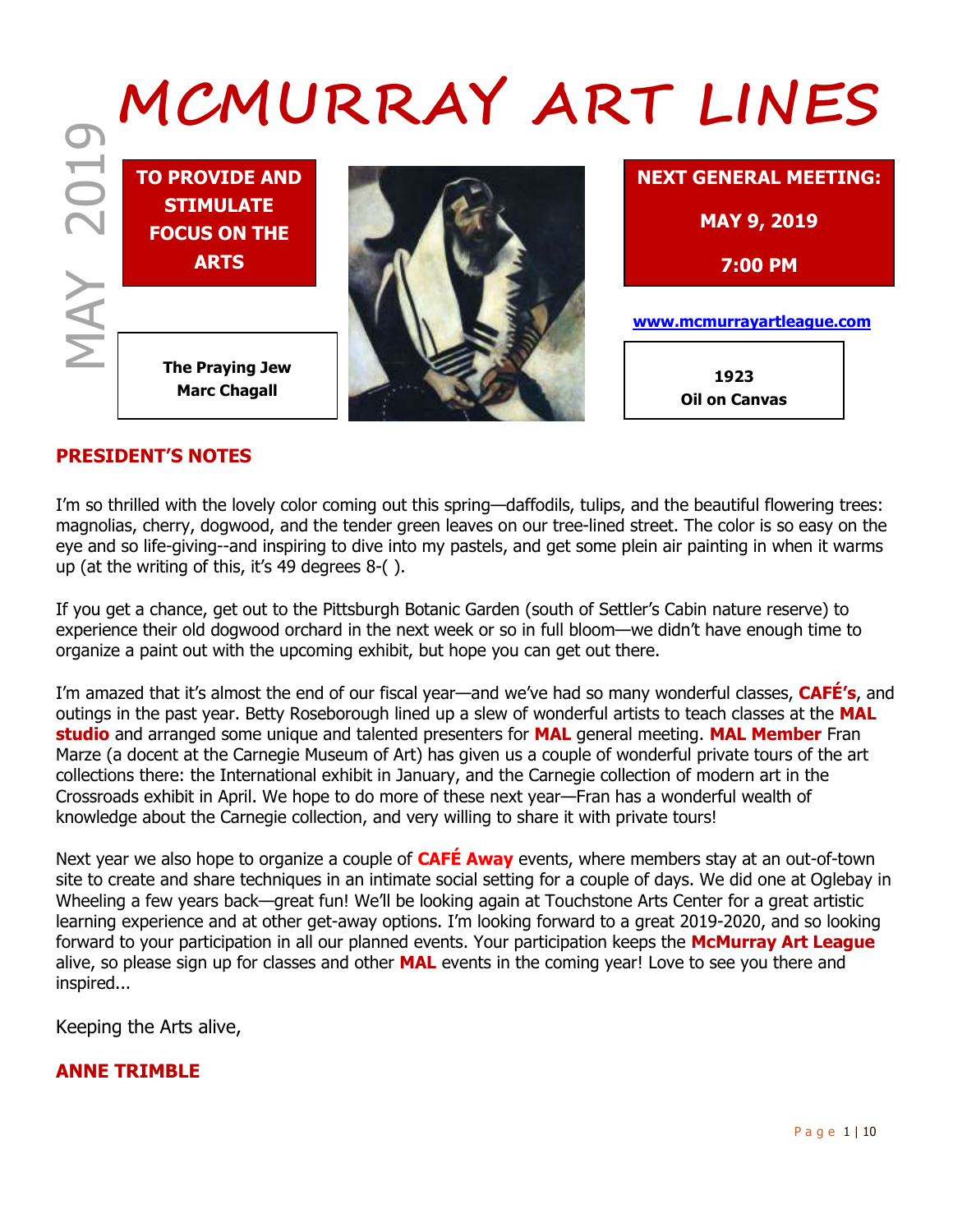# MCMURRAY ART LINES

MAY 2019

**TO PROVIDE AND STIMULATE FOCUS ON THE ARTS**

**The Praying Jew**
**Marc Chagall**

**NEXT GENERAL MEETING:**

**MAY 9, 2019**

**7:00 PM**

**www.mcmurrayartleague.com**

**1923**
**Oil on Canvas**

## PRESIDENT'S NOTES

I'm so thrilled with the lovely color coming out this spring—daffodils, tulips, and the beautiful flowering trees: magnolias, cherry, dogwood, and the tender green leaves on our tree-lined street. The color is so easy on the eye and so life-giving--and inspiring to dive into my pastels, and get some plein air painting in when it warms up (at the writing of this, it's 49 degrees 8-( ).

If you get a chance, get out to the Pittsburgh Botanic Garden (south of Settler's Cabin nature reserve) to experience their old dogwood orchard in the next week or so in full bloom—we didn't have enough time to organize a paint out with the upcoming exhibit, but hope you can get out there.

I'm amazed that it's almost the end of our fiscal year—and we've had so many wonderful classes, **CAFÉ's**, and outings in the past year. Betty Roseborough lined up a slew of wonderful artists to teach classes at the **MAL studio** and arranged some unique and talented presenters for **MAL** general meeting. **MAL Member** Fran Marze (a docent at the Carnegie Museum of Art) has given us a couple of wonderful private tours of the art collections there: the International exhibit in January, and the Carnegie collection of modern art in the Crossroads exhibit in April. We hope to do more of these next year—Fran has a wonderful wealth of knowledge about the Carnegie collection, and very willing to share it with private tours!

Next year we also hope to organize a couple of **CAFÉ Away** events, where members stay at an out-of-town site to create and share techniques in an intimate social setting for a couple of days. We did one at Oglebay in Wheeling a few years back—great fun! We'll be looking again at Touchstone Arts Center for a great artistic learning experience and at other get-away options. I'm looking forward to a great 2019-2020, and so looking forward to your participation in all our planned events. Your participation keeps the **McMurray Art League** alive, so please sign up for classes and other **MAL** events in the coming year! Love to see you there and inspired...

Keeping the Arts alive,

**ANNE TRIMBLE**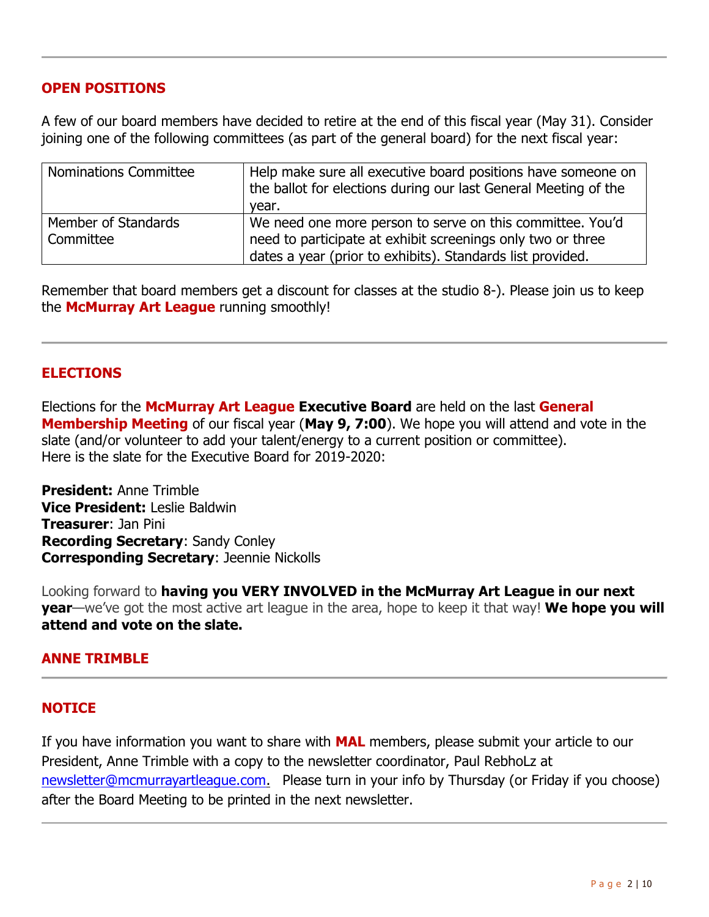## OPEN POSITIONS

A few of our board members have decided to retire at the end of this fiscal year (May 31). Consider joining one of the following committees (as part of the general board) for the next fiscal year:

| Nominations Committee | Help make sure all executive board positions have someone on the ballot for elections during our last General Meeting of the year. |
|---|---|
| Member of Standards Committee | We need one more person to serve on this committee. You'd need to participate at exhibit screenings only two or three dates a year (prior to exhibits). Standards list provided. |

Remember that board members get a discount for classes at the studio 8-). Please join us to keep the **McMurray Art League** running smoothly!

## ELECTIONS

Elections for the **McMurray Art League Executive Board** are held on the last **General Membership Meeting** of our fiscal year (**May 9, 7:00**). We hope you will attend and vote in the slate (and/or volunteer to add your talent/energy to a current position or committee).
Here is the slate for the Executive Board for 2019-2020:

**President:** Anne Trimble
**Vice President:** Leslie Baldwin
**Treasurer**: Jan Pini
**Recording Secretary**: Sandy Conley
**Corresponding Secretary**: Jeennie Nickolls

Looking forward to **having you VERY INVOLVED in the McMurray Art League in our next year**—we've got the most active art league in the area, hope to keep it that way! **We hope you will attend and vote on the slate.**

**ANNE TRIMBLE**

## NOTICE

If you have information you want to share with **MAL** members, please submit your article to our President, Anne Trimble with a copy to the newsletter coordinator, Paul RebhoLz at newsletter@mcmurrayartleague.com. Please turn in your info by Thursday (or Friday if you choose) after the Board Meeting to be printed in the next newsletter.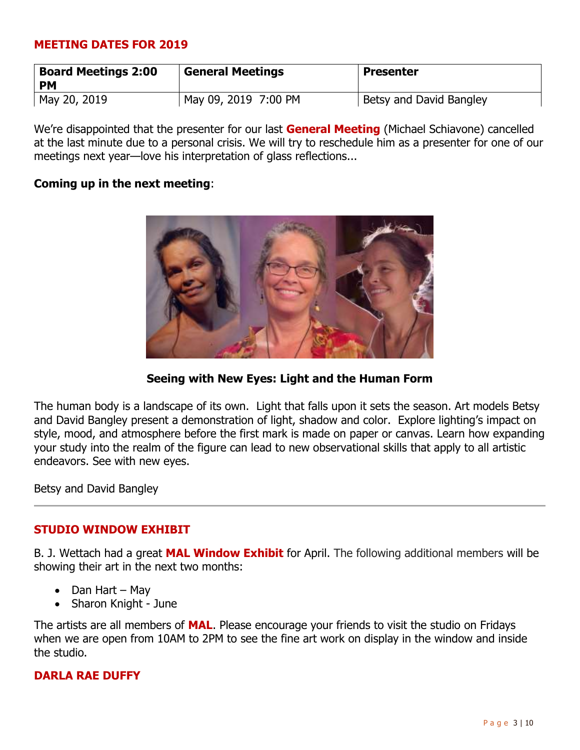## MEETING DATES FOR 2019

| Board Meetings 2:00 PM | General Meetings | Presenter |
|---|---|---|
| May 20, 2019 | May 09, 2019 7:00 PM | Betsy and David Bangley |

We're disappointed that the presenter for our last **General Meeting** (Michael Schiavone) cancelled at the last minute due to a personal crisis. We will try to reschedule him as a presenter for one of our meetings next year—love his interpretation of glass reflections...

**Coming up in the next meeting**:

**Seeing with New Eyes: Light and the Human Form**

The human body is a landscape of its own. Light that falls upon it sets the season. Art models Betsy and David Bangley present a demonstration of light, shadow and color. Explore lighting's impact on style, mood, and atmosphere before the first mark is made on paper or canvas. Learn how expanding your study into the realm of the figure can lead to new observational skills that apply to all artistic endeavors. See with new eyes.

Betsy and David Bangley

---

## STUDIO WINDOW EXHIBIT

B. J. Wettach had a great **MAL Window Exhibit** for April. The following additional members will be showing their art in the next two months:

- Dan Hart – May
- Sharon Knight - June

The artists are all members of **MAL**. Please encourage your friends to visit the studio on Fridays when we are open from 10AM to 2PM to see the fine art work on display in the window and inside the studio.

## DARLA RAE DUFFY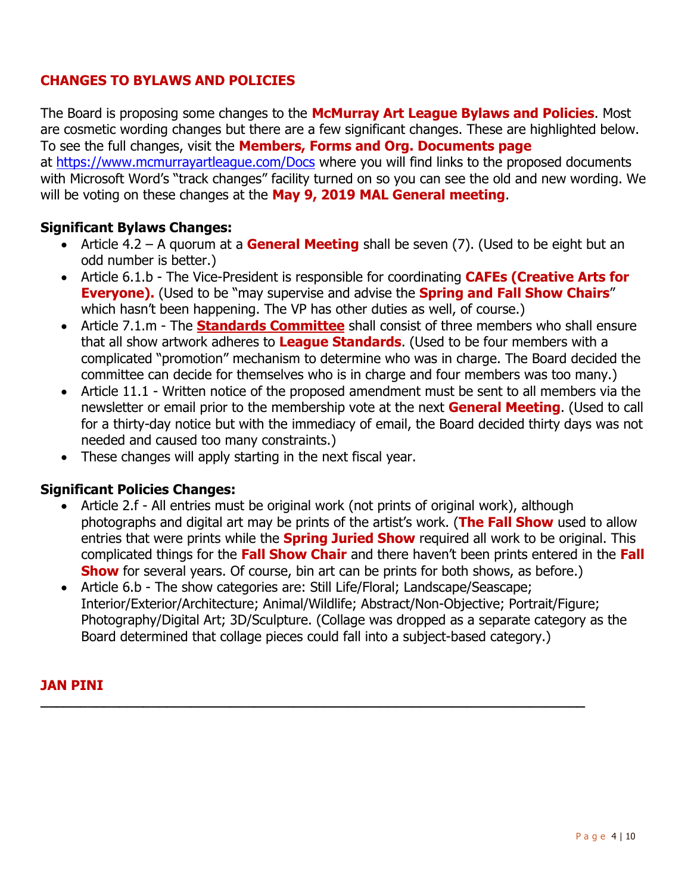## CHANGES TO BYLAWS AND POLICIES

The Board is proposing some changes to the **McMurray Art League Bylaws and Policies**. Most are cosmetic wording changes but there are a few significant changes. These are highlighted below. To see the full changes, visit the **Members, Forms and Org. Documents page** at https://www.mcmurrayartleague.com/Docs where you will find links to the proposed documents with Microsoft Word's "track changes" facility turned on so you can see the old and new wording. We will be voting on these changes at the **May 9, 2019 MAL General meeting**.

### Significant Bylaws Changes:

- Article 4.2 – A quorum at a **General Meeting** shall be seven (7). (Used to be eight but an odd number is better.)
- Article 6.1.b - The Vice-President is responsible for coordinating **CAFEs (Creative Arts for Everyone).** (Used to be "may supervise and advise the **Spring and Fall Show Chairs**" which hasn't been happening. The VP has other duties as well, of course.)
- Article 7.1.m - The **Standards Committee** shall consist of three members who shall ensure that all show artwork adheres to **League Standards**. (Used to be four members with a complicated "promotion" mechanism to determine who was in charge. The Board decided the committee can decide for themselves who is in charge and four members was too many.)
- Article 11.1 - Written notice of the proposed amendment must be sent to all members via the newsletter or email prior to the membership vote at the next **General Meeting**. (Used to call for a thirty-day notice but with the immediacy of email, the Board decided thirty days was not needed and caused too many constraints.)
- These changes will apply starting in the next fiscal year.

### Significant Policies Changes:

- Article 2.f - All entries must be original work (not prints of original work), although photographs and digital art may be prints of the artist's work. (**The Fall Show** used to allow entries that were prints while the **Spring Juried Show** required all work to be original. This complicated things for the **Fall Show Chair** and there haven't been prints entered in the **Fall Show** for several years. Of course, bin art can be prints for both shows, as before.)
- Article 6.b - The show categories are: Still Life/Floral; Landscape/Seascape; Interior/Exterior/Architecture; Animal/Wildlife; Abstract/Non-Objective; Portrait/Figure; Photography/Digital Art; 3D/Sculpture. (Collage was dropped as a separate category as the Board determined that collage pieces could fall into a subject-based category.)

**JAN PINI**

---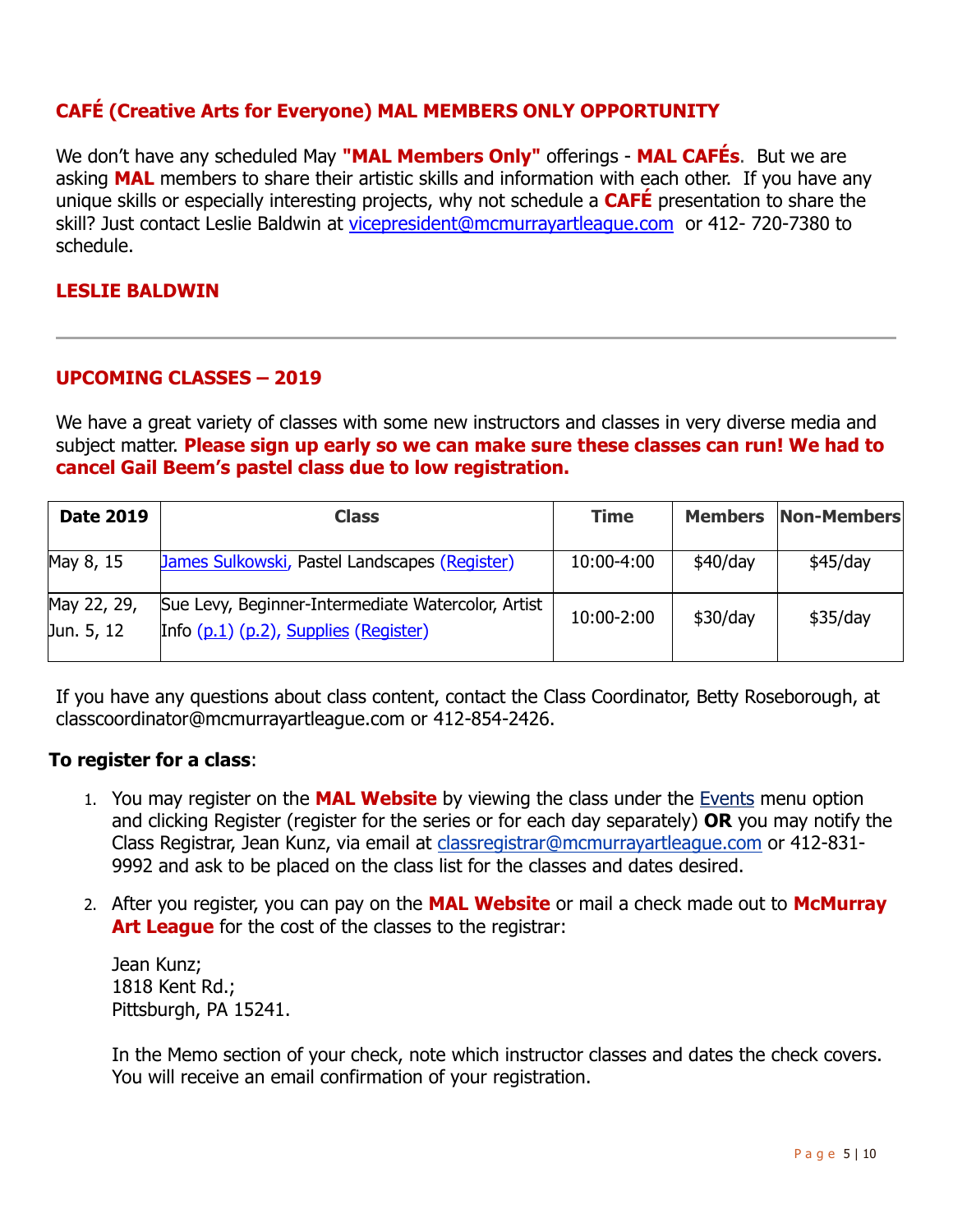## CAFÉ (Creative Arts for Everyone) MAL MEMBERS ONLY OPPORTUNITY

We don't have any scheduled May **"MAL Members Only"** offerings - **MAL CAFÉs**. But we are asking **MAL** members to share their artistic skills and information with each other. If you have any unique skills or especially interesting projects, why not schedule a **CAFÉ** presentation to share the skill? Just contact Leslie Baldwin at vicepresident@mcmurrayartleague.com or 412- 720-7380 to schedule.

**LESLIE BALDWIN**

---

## UPCOMING CLASSES – 2019

We have a great variety of classes with some new instructors and classes in very diverse media and subject matter. **Please sign up early so we can make sure these classes can run! We had to cancel Gail Beem's pastel class due to low registration.**

| Date 2019 | Class | Time | Members | Non-Members |
|---|---|---|---|---|
| May 8, 15 | James Sulkowski, Pastel Landscapes (Register) | 10:00-4:00 | $40/day | $45/day |
| May 22, 29, Jun. 5, 12 | Sue Levy, Beginner-Intermediate Watercolor, Artist Info (p.1) (p.2), Supplies (Register) | 10:00-2:00 | $30/day | $35/day |

If you have any questions about class content, contact the Class Coordinator, Betty Roseborough, at classcoordinator@mcmurrayartleague.com or 412-854-2426.

**To register for a class**:

1. You may register on the **MAL Website** by viewing the class under the Events menu option and clicking Register (register for the series or for each day separately) **OR** you may notify the Class Registrar, Jean Kunz, via email at classregistrar@mcmurrayartleague.com or 412-831-9992 and ask to be placed on the class list for the classes and dates desired.

2. After you register, you can pay on the **MAL Website** or mail a check made out to **McMurray Art League** for the cost of the classes to the registrar:

   Jean Kunz;
   1818 Kent Rd.;
   Pittsburgh, PA 15241.

   In the Memo section of your check, note which instructor classes and dates the check covers. You will receive an email confirmation of your registration.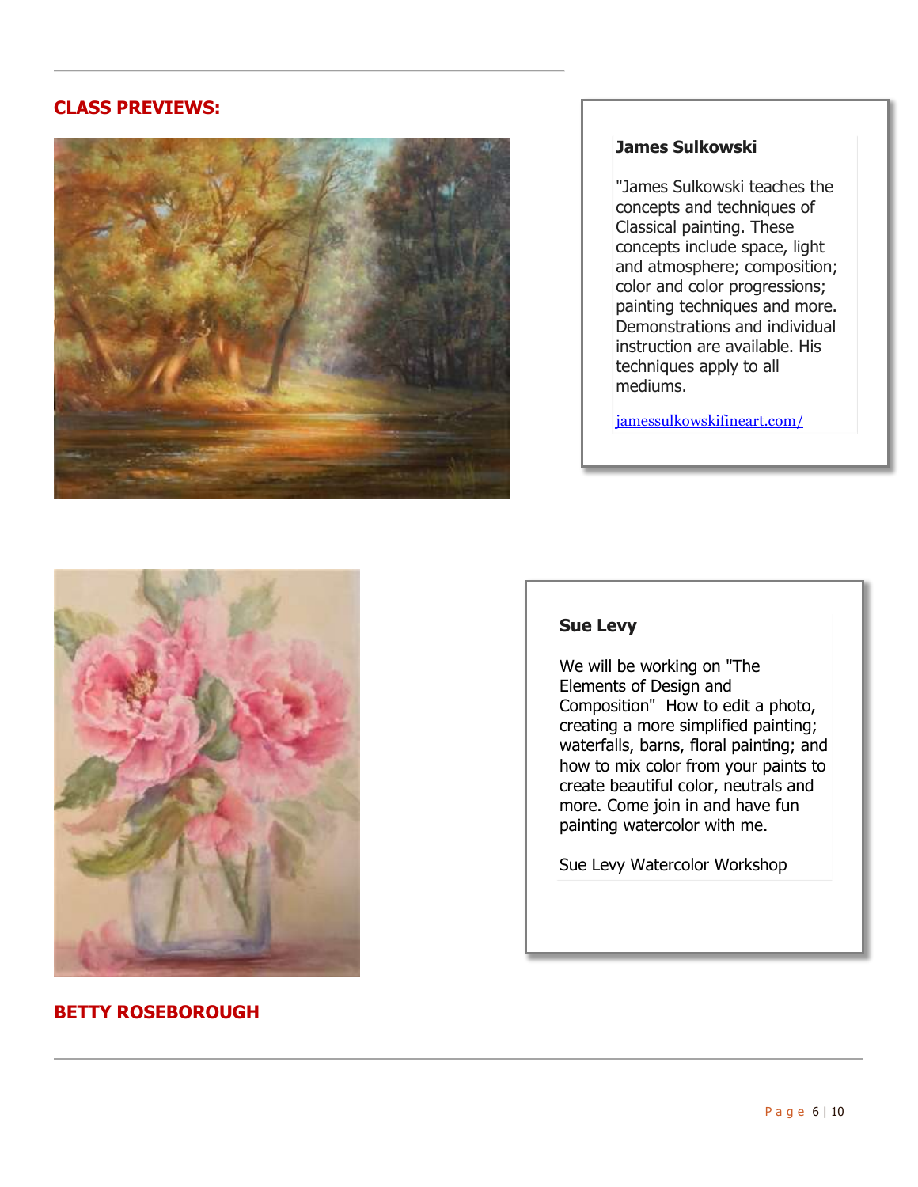## CLASS PREVIEWS:

**James Sulkowski**

"James Sulkowski teaches the concepts and techniques of Classical painting. These concepts include space, light and atmosphere; composition; color and color progressions; painting techniques and more. Demonstrations and individual instruction are available. His techniques apply to all mediums.

jamessulkowskifineart.com/

**Sue Levy**

We will be working on "The Elements of Design and Composition" How to edit a photo, creating a more simplified painting; waterfalls, barns, floral painting; and how to mix color from your paints to create beautiful color, neutrals and more. Come join in and have fun painting watercolor with me.

Sue Levy Watercolor Workshop

## BETTY ROSEBOROUGH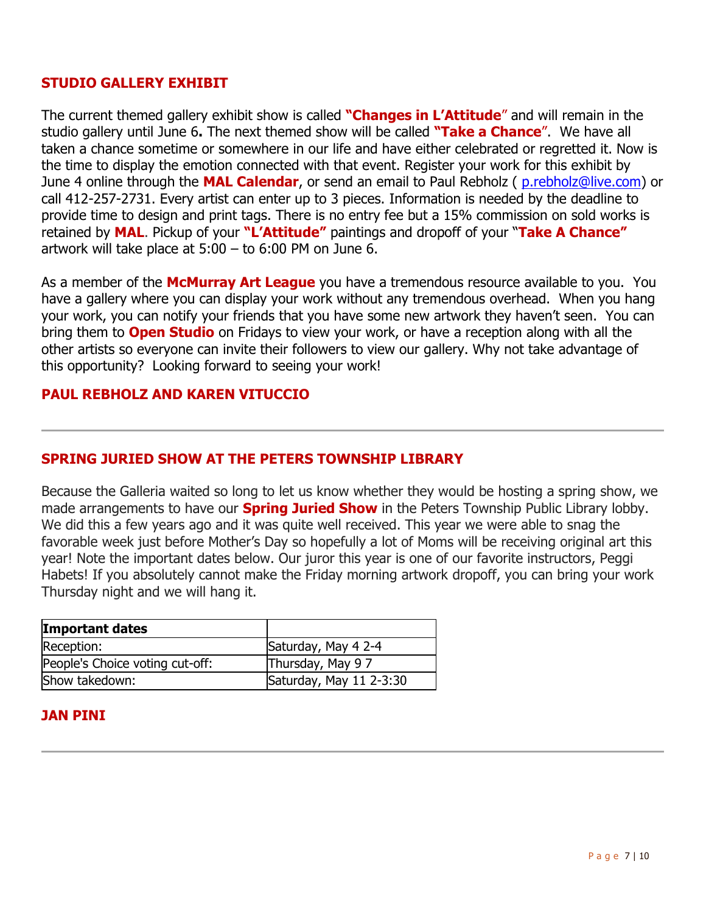## STUDIO GALLERY EXHIBIT

The current themed gallery exhibit show is called **"Changes in L'Attitude"** and will remain in the studio gallery until June 6**.** The next themed show will be called **"Take a Chance"**. We have all taken a chance sometime or somewhere in our life and have either celebrated or regretted it. Now is the time to display the emotion connected with that event. Register your work for this exhibit by June 4 online through the **MAL Calendar**, or send an email to Paul Rebholz ( p.rebholz@live.com) or call 412-257-2731. Every artist can enter up to 3 pieces. Information is needed by the deadline to provide time to design and print tags. There is no entry fee but a 15% commission on sold works is retained by **MAL**. Pickup of your **"L'Attitude"** paintings and dropoff of your "**Take A Chance"** artwork will take place at 5:00 – to 6:00 PM on June 6.

As a member of the **McMurray Art League** you have a tremendous resource available to you. You have a gallery where you can display your work without any tremendous overhead. When you hang your work, you can notify your friends that you have some new artwork they haven't seen. You can bring them to **Open Studio** on Fridays to view your work, or have a reception along with all the other artists so everyone can invite their followers to view our gallery. Why not take advantage of this opportunity? Looking forward to seeing your work!

**PAUL REBHOLZ AND KAREN VITUCCIO**

---

## SPRING JURIED SHOW AT THE PETERS TOWNSHIP LIBRARY

Because the Galleria waited so long to let us know whether they would be hosting a spring show, we made arrangements to have our **Spring Juried Show** in the Peters Township Public Library lobby. We did this a few years ago and it was quite well received. This year we were able to snag the favorable week just before Mother's Day so hopefully a lot of Moms will be receiving original art this year! Note the important dates below. Our juror this year is one of our favorite instructors, Peggi Habets! If you absolutely cannot make the Friday morning artwork dropoff, you can bring your work Thursday night and we will hang it.

| **Important dates** | |
|---|---|
| Reception: | Saturday, May 4 2-4 |
| People's Choice voting cut-off: | Thursday, May 9 7 |
| Show takedown: | Saturday, May 11 2-3:30 |

**JAN PINI**

---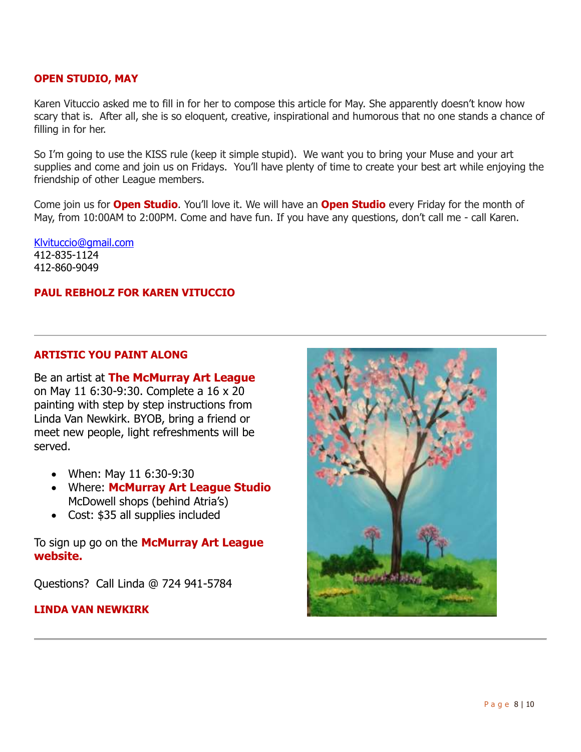## OPEN STUDIO, MAY

Karen Vituccio asked me to fill in for her to compose this article for May. She apparently doesn't know how scary that is. After all, she is so eloquent, creative, inspirational and humorous that no one stands a chance of filling in for her.

So I'm going to use the KISS rule (keep it simple stupid). We want you to bring your Muse and your art supplies and come and join us on Fridays. You'll have plenty of time to create your best art while enjoying the friendship of other League members.

Come join us for **Open Studio**. You'll love it. We will have an **Open Studio** every Friday for the month of May, from 10:00AM to 2:00PM. Come and have fun. If you have any questions, don't call me - call Karen.

Klvituccio@gmail.com
412-835-1124
412-860-9049

**PAUL REBHOLZ FOR KAREN VITUCCIO**

---

## ARTISTIC YOU PAINT ALONG

Be an artist at **The McMurray Art League** on May 11 6:30-9:30. Complete a 16 x 20 painting with step by step instructions from Linda Van Newkirk. BYOB, bring a friend or meet new people, light refreshments will be served.

- When: May 11 6:30-9:30
- Where: **McMurray Art League Studio** McDowell shops (behind Atria's)
- Cost: $35 all supplies included

To sign up go on the **McMurray Art League website.**

Questions? Call Linda @ 724 941-5784

**LINDA VAN NEWKIRK**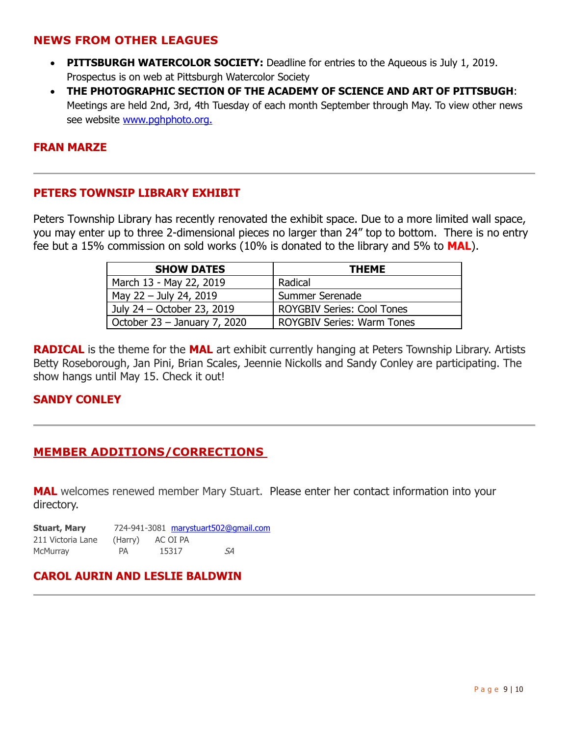## NEWS FROM OTHER LEAGUES

- **PITTSBURGH WATERCOLOR SOCIETY:** Deadline for entries to the Aqueous is July 1, 2019. Prospectus is on web at Pittsburgh Watercolor Society
- **THE PHOTOGRAPHIC SECTION OF THE ACADEMY OF SCIENCE AND ART OF PITTSBUGH**: Meetings are held 2nd, 3rd, 4th Tuesday of each month September through May. To view other news see website www.pghphoto.org.

**FRAN MARZE**

---

## PETERS TOWNSIP LIBRARY EXHIBIT

Peters Township Library has recently renovated the exhibit space. Due to a more limited wall space, you may enter up to three 2-dimensional pieces no larger than 24" top to bottom. There is no entry fee but a 15% commission on sold works (10% is donated to the library and 5% to **MAL**).

| SHOW DATES | THEME |
|---|---|
| March 13 - May 22, 2019 | Radical |
| May 22 – July 24, 2019 | Summer Serenade |
| July 24 – October 23, 2019 | ROYGBIV Series: Cool Tones |
| October 23 – January 7, 2020 | ROYGBIV Series: Warm Tones |

**RADICAL** is the theme for the **MAL** art exhibit currently hanging at Peters Township Library. Artists Betty Roseborough, Jan Pini, Brian Scales, Jeennie Nickolls and Sandy Conley are participating. The show hangs until May 15. Check it out!

**SANDY CONLEY**

---

## MEMBER ADDITIONS/CORRECTIONS

**MAL** welcomes renewed member Mary Stuart. Please enter her contact information into your directory.

**Stuart, Mary** 724-941-3081 marystuart502@gmail.com
211 Victoria Lane (Harry) AC OI PA
McMurray PA 15317 *SA*

**CAROL AURIN AND LESLIE BALDWIN**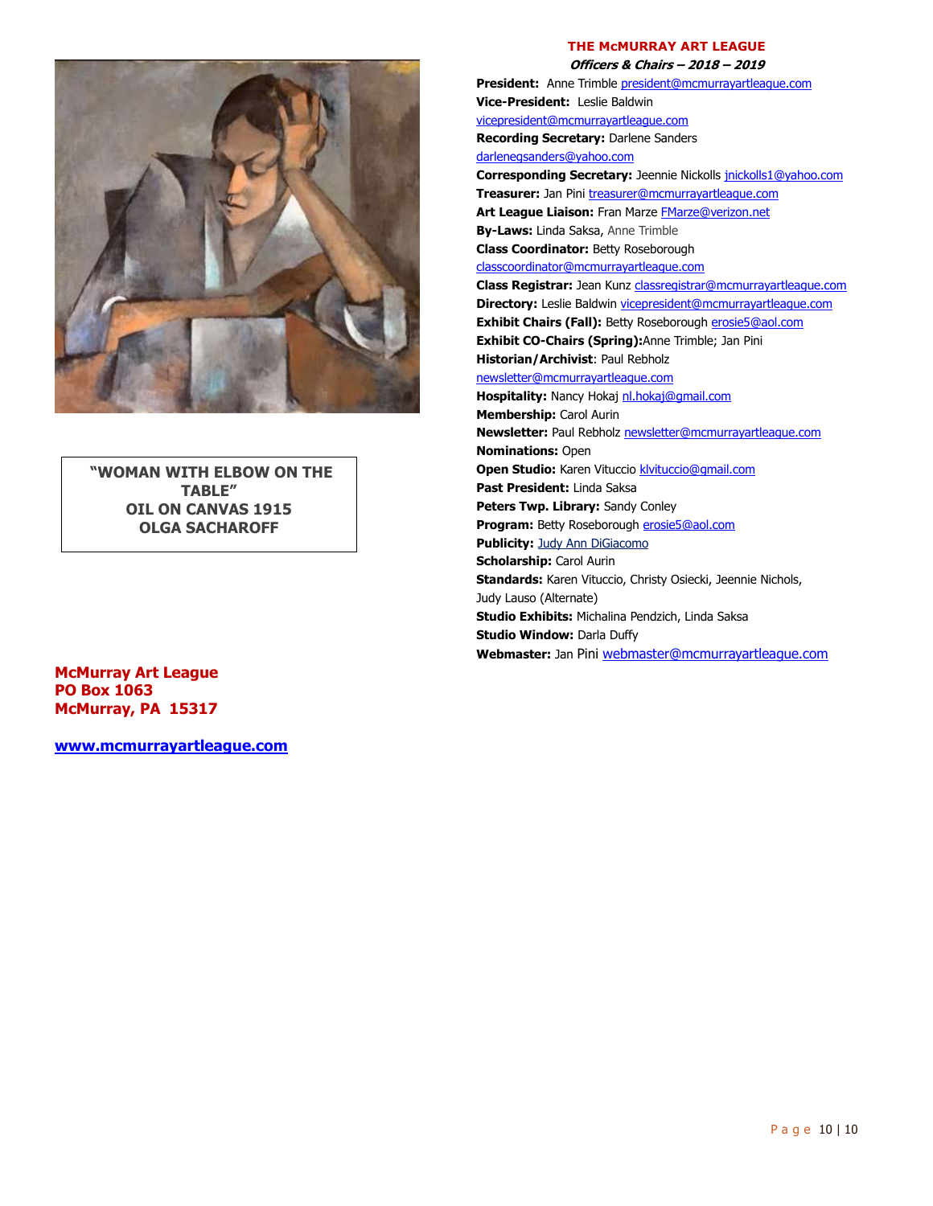"WOMAN WITH ELBOW ON THE TABLE"
OIL ON CANVAS 1915
OLGA SACHAROFF

**McMurray Art League**
**PO Box 1063**
**McMurray, PA 15317**

**www.mcmurrayartleague.com**

## THE McMURRAY ART LEAGUE

***Officers & Chairs – 2018 – 2019***

**President:** Anne Trimble president@mcmurrayartleague.com
**Vice-President:** Leslie Baldwin vicepresident@mcmurrayartleague.com
**Recording Secretary:** Darlene Sanders darlenegsanders@yahoo.com
**Corresponding Secretary:** Jeennie Nickolls jnickolls1@yahoo.com
**Treasurer:** Jan Pini treasurer@mcmurrayartleague.com
**Art League Liaison:** Fran Marze FMarze@verizon.net
**By-Laws:** Linda Saksa, Anne Trimble
**Class Coordinator:** Betty Roseborough classcoordinator@mcmurrayartleague.com
**Class Registrar:** Jean Kunz classregistrar@mcmurrayartleague.com
**Directory:** Leslie Baldwin vicepresident@mcmurrayartleague.com
**Exhibit Chairs (Fall):** Betty Roseborough erosie5@aol.com
**Exhibit CO-Chairs (Spring):** Anne Trimble; Jan Pini
**Historian/Archivist**: Paul Rebholz newsletter@mcmurrayartleague.com
**Hospitality:** Nancy Hokaj nl.hokaj@gmail.com
**Membership:** Carol Aurin
**Newsletter:** Paul Rebholz newsletter@mcmurrayartleague.com
**Nominations:** Open
**Open Studio:** Karen Vituccio klvituccio@gmail.com
**Past President:** Linda Saksa
**Peters Twp. Library:** Sandy Conley
**Program:** Betty Roseborough erosie5@aol.com
**Publicity:** Judy Ann DiGiacomo
**Scholarship:** Carol Aurin
**Standards:** Karen Vituccio, Christy Osiecki, Jeennie Nichols, Judy Lauso (Alternate)
**Studio Exhibits:** Michalina Pendzich, Linda Saksa
**Studio Window:** Darla Duffy
**Webmaster:** Jan Pini webmaster@mcmurrayartleague.com